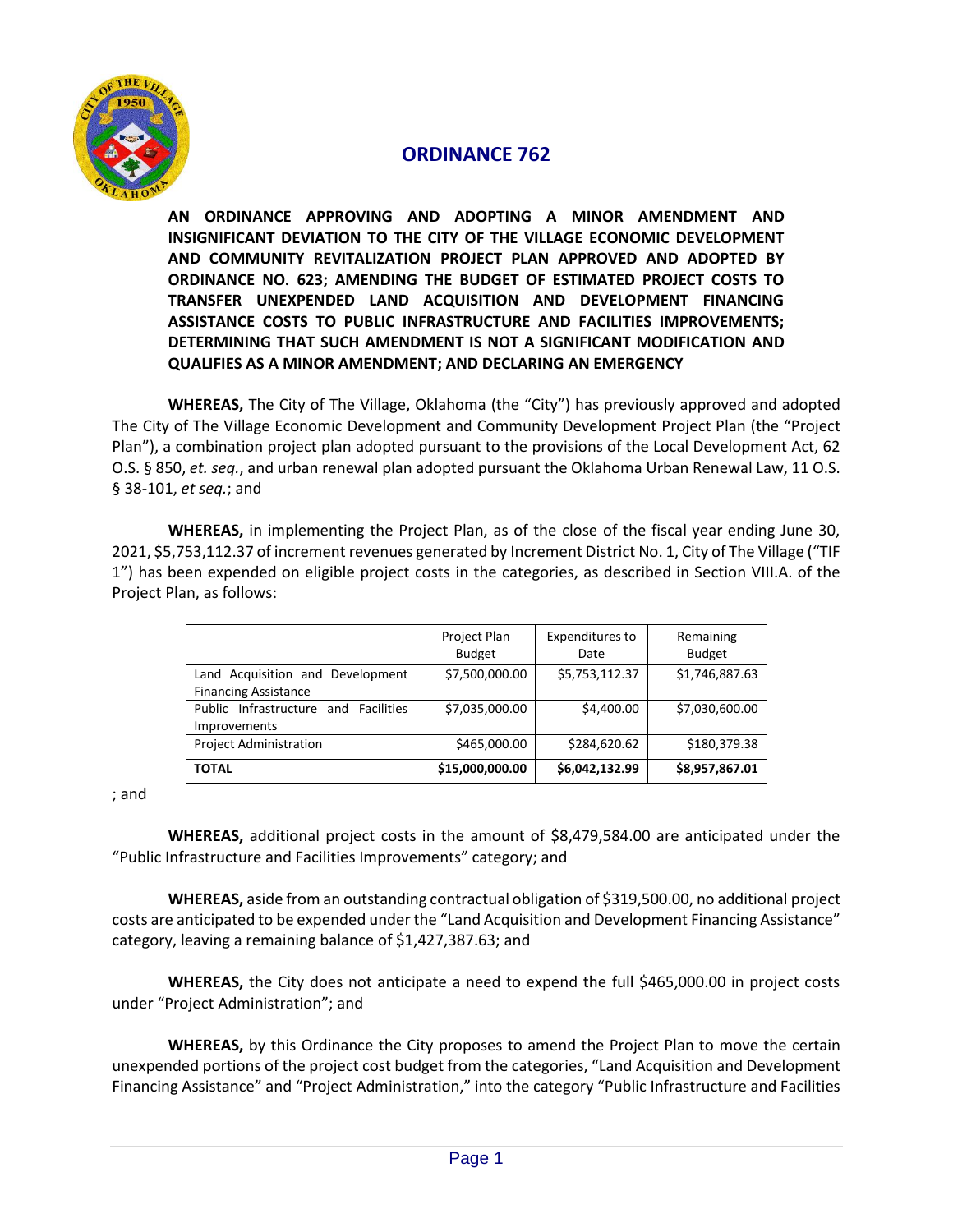# ORDINANCE 762

**AN ORDINANCE APPROVING AND ADOPTING A MINOR AMENDMENT AND INSIGNIFICANT DEVIATION TO THE CITY OF THE VILLAGE ECONOMIC DEVELOPMENT AND COMMUNITY REVITALIZATION PROJECT PLAN APPROVED AND ADOPTED BY ORDINANCE NO. 623; AMENDING THE BUDGET OF ESTIMATED PROJECT COSTS TO TRANSFER UNEXPENDED LAND ACQUISITION AND DEVELOPMENT FINANCING ASSISTANCE COSTS TO PUBLIC INFRASTRUCTURE AND FACILITIES IMPROVEMENTS; DETERMINING THAT SUCH AMENDMENT IS NOT A SIGNIFICANT MODIFICATION AND QUALIFIES AS A MINOR AMENDMENT; AND DECLARING AN EMERGENCY**

**WHEREAS,** The City of The Village, Oklahoma (the "City") has previously approved and adopted The City of The Village Economic Development and Community Development Project Plan (the "Project Plan"), a combination project plan adopted pursuant to the provisions of the Local Development Act, 62 O.S. § 850, *et. seq.*, and urban renewal plan adopted pursuant the Oklahoma Urban Renewal Law, 11 O.S. § 38-101, *et seq.*; and

**WHEREAS,** in implementing the Project Plan, as of the close of the fiscal year ending June 30, 2021, $5,753,112.37 of increment revenues generated by Increment District No. 1, City of The Village ("TIF 1") has been expended on eligible project costs in the categories, as described in Section VIII.A. of the Project Plan, as follows:

| | Project Plan Budget | Expenditures to Date | Remaining Budget |
|---|---|---|---|
| Land Acquisition and Development Financing Assistance | $7,500,000.00 | $5,753,112.37 | $1,746,887.63 |
| Public Infrastructure and Facilities Improvements | $7,035,000.00 | $4,400.00 | $7,030,600.00 |
| Project Administration | $465,000.00 | $284,620.62 | $180,379.38 |
| **TOTAL** | **$15,000,000.00** | **$6,042,132.99** | **$8,957,867.01** |

; and

**WHEREAS,** additional project costs in the amount of $8,479,584.00 are anticipated under the "Public Infrastructure and Facilities Improvements" category; and

**WHEREAS,** aside from an outstanding contractual obligation of $319,500.00, no additional project costs are anticipated to be expended under the "Land Acquisition and Development Financing Assistance" category, leaving a remaining balance of $1,427,387.63; and

**WHEREAS,** the City does not anticipate a need to expend the full $465,000.00 in project costs under "Project Administration"; and

**WHEREAS,** by this Ordinance the City proposes to amend the Project Plan to move the certain unexpended portions of the project cost budget from the categories, "Land Acquisition and Development Financing Assistance" and "Project Administration," into the category "Public Infrastructure and Facilities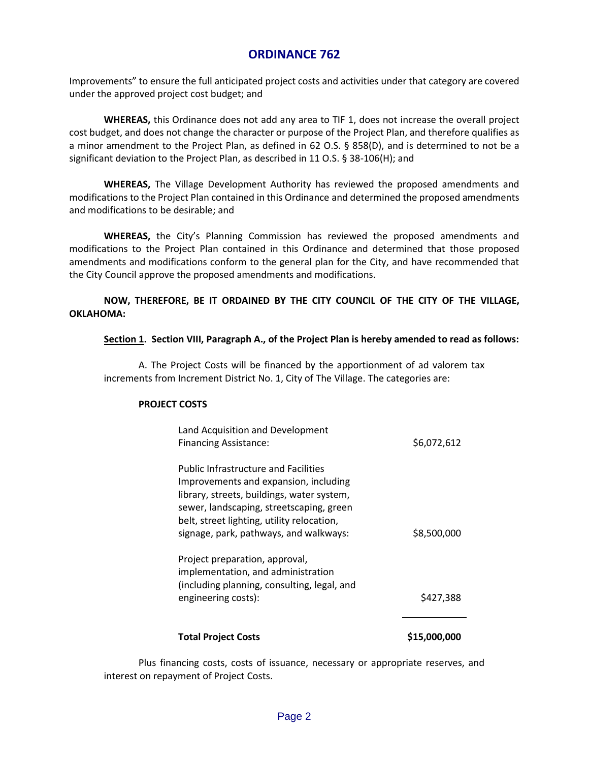# ORDINANCE 762

Improvements" to ensure the full anticipated project costs and activities under that category are covered under the approved project cost budget; and

**WHEREAS,** this Ordinance does not add any area to TIF 1, does not increase the overall project cost budget, and does not change the character or purpose of the Project Plan, and therefore qualifies as a minor amendment to the Project Plan, as defined in 62 O.S. § 858(D), and is determined to not be a significant deviation to the Project Plan, as described in 11 O.S. § 38-106(H); and

**WHEREAS,** The Village Development Authority has reviewed the proposed amendments and modifications to the Project Plan contained in this Ordinance and determined the proposed amendments and modifications to be desirable; and

**WHEREAS,** the City's Planning Commission has reviewed the proposed amendments and modifications to the Project Plan contained in this Ordinance and determined that those proposed amendments and modifications conform to the general plan for the City, and have recommended that the City Council approve the proposed amendments and modifications.

**NOW, THEREFORE, BE IT ORDAINED BY THE CITY COUNCIL OF THE CITY OF THE VILLAGE, OKLAHOMA:**

**Section 1. Section VIII, Paragraph A., of the Project Plan is hereby amended to read as follows:**

A. The Project Costs will be financed by the apportionment of ad valorem tax increments from Increment District No. 1, City of The Village. The categories are:

**PROJECT COSTS**

| | |
|---|---|
| Land Acquisition and Development Financing Assistance: | $6,072,612 |
| Public Infrastructure and Facilities Improvements and expansion, including library, streets, buildings, water system, sewer, landscaping, streetscaping, green belt, street lighting, utility relocation, signage, park, pathways, and walkways: | $8,500,000 |
| Project preparation, approval, implementation, and administration (including planning, consulting, legal, and engineering costs): | $427,388 |
| **Total Project Costs** | **$15,000,000** |

Plus financing costs, costs of issuance, necessary or appropriate reserves, and interest on repayment of Project Costs.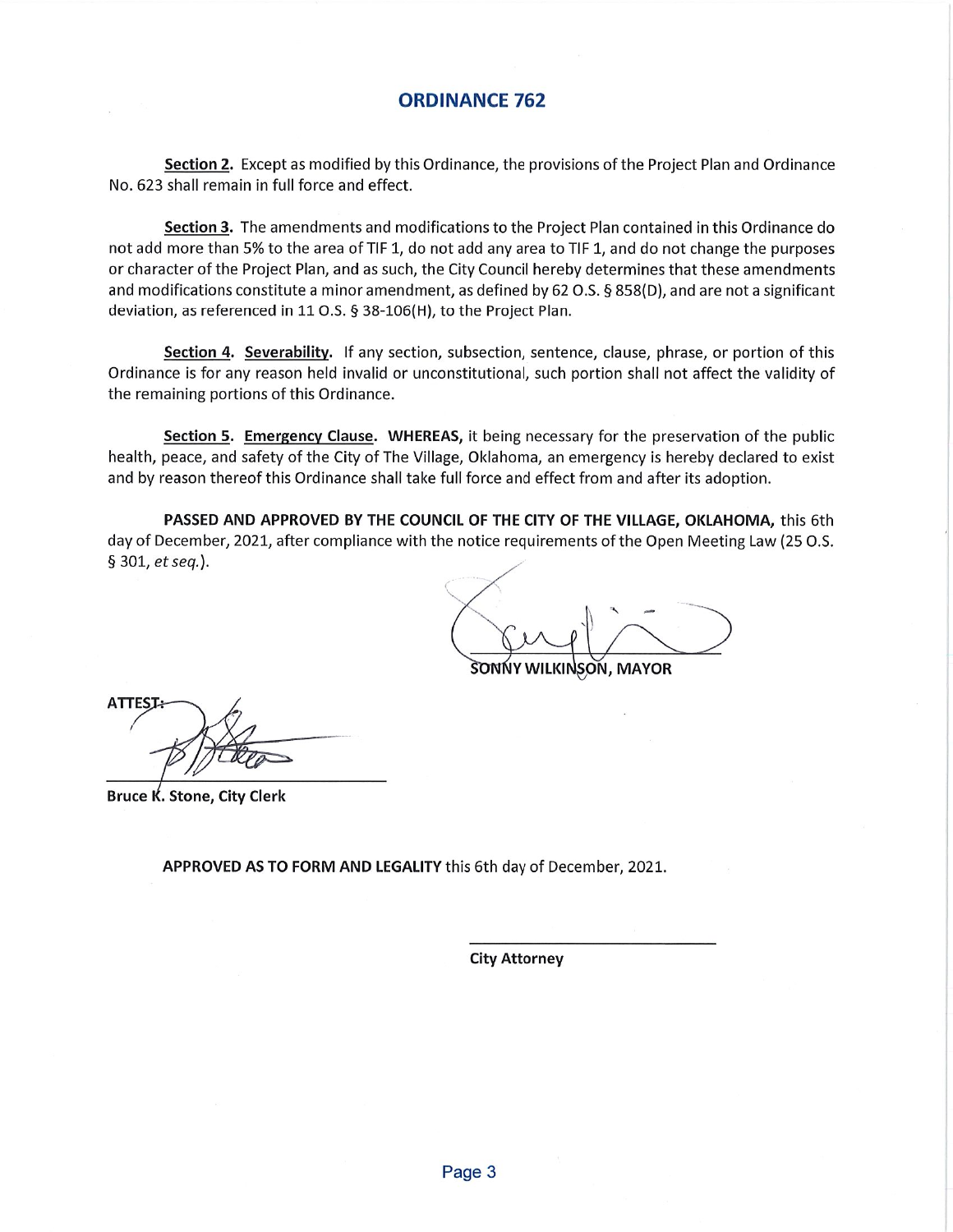## ORDINANCE 762

**Section 2.** Except as modified by this Ordinance, the provisions of the Project Plan and Ordinance No. 623 shall remain in full force and effect.

**Section 3.** The amendments and modifications to the Project Plan contained in this Ordinance do not add more than 5% to the area of TIF 1, do not add any area to TIF 1, and do not change the purposes or character of the Project Plan, and as such, the City Council hereby determines that these amendments and modifications constitute a minor amendment, as defined by 62 O.S. § 858(D), and are not a significant deviation, as referenced in 11 O.S. § 38-106(H), to the Project Plan.

**Section 4. Severability.** If any section, subsection, sentence, clause, phrase, or portion of this Ordinance is for any reason held invalid or unconstitutional, such portion shall not affect the validity of the remaining portions of this Ordinance.

**Section 5. Emergency Clause. WHEREAS,** it being necessary for the preservation of the public health, peace, and safety of the City of The Village, Oklahoma, an emergency is hereby declared to exist and by reason thereof this Ordinance shall take full force and effect from and after its adoption.

**PASSED AND APPROVED BY THE COUNCIL OF THE CITY OF THE VILLAGE, OKLAHOMA,** this 6th day of December, 2021, after compliance with the notice requirements of the Open Meeting Law (25 O.S. § 301, *et seq.*).

**SONNY WILKINSON, MAYOR**

**ATTEST:**

**Bruce K. Stone, City Clerk**

**APPROVED AS TO FORM AND LEGALITY** this 6th day of December, 2021.

**City Attorney**